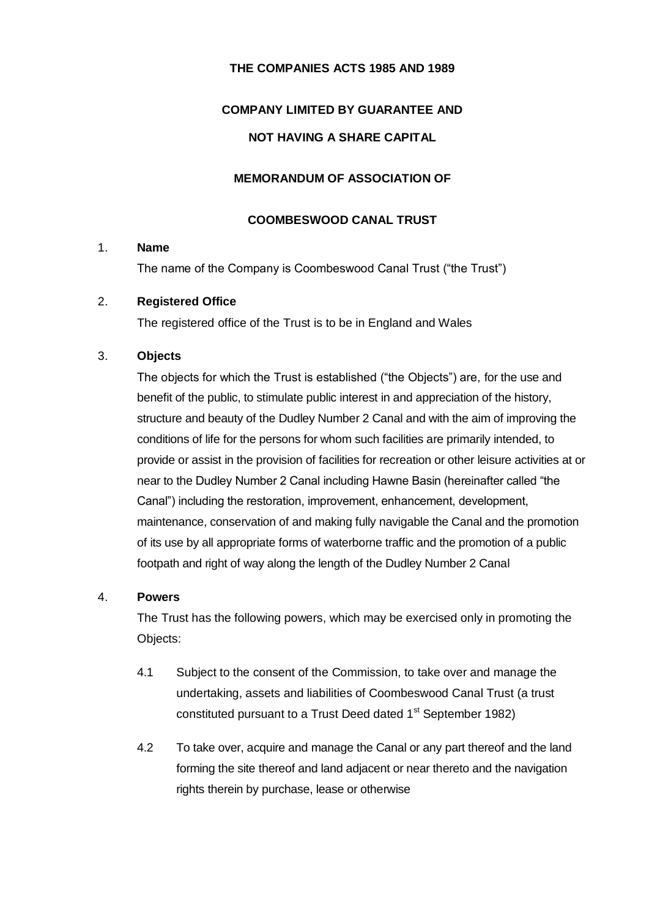**THE COMPANIES ACTS 1985 AND 1989**

**COMPANY LIMITED BY GUARANTEE AND**

**NOT HAVING A SHARE CAPITAL**

**MEMORANDUM OF ASSOCIATION OF**

**COOMBESWOOD CANAL TRUST**

1. **Name**

   The name of the Company is Coombeswood Canal Trust ("the Trust")

2. **Registered Office**

   The registered office of the Trust is to be in England and Wales

3. **Objects**

   The objects for which the Trust is established ("the Objects") are, for the use and benefit of the public, to stimulate public interest in and appreciation of the history, structure and beauty of the Dudley Number 2 Canal and with the aim of improving the conditions of life for the persons for whom such facilities are primarily intended, to provide or assist in the provision of facilities for recreation or other leisure activities at or near to the Dudley Number 2 Canal including Hawne Basin (hereinafter called "the Canal") including the restoration, improvement, enhancement, development, maintenance, conservation of and making fully navigable the Canal and the promotion of its use by all appropriate forms of waterborne traffic and the promotion of a public footpath and right of way along the length of the Dudley Number 2 Canal

4. **Powers**

   The Trust has the following powers, which may be exercised only in promoting the Objects:

   4.1 Subject to the consent of the Commission, to take over and manage the undertaking, assets and liabilities of Coombeswood Canal Trust (a trust constituted pursuant to a Trust Deed dated 1st September 1982)

   4.2 To take over, acquire and manage the Canal or any part thereof and the land forming the site thereof and land adjacent or near thereto and the navigation rights therein by purchase, lease or otherwise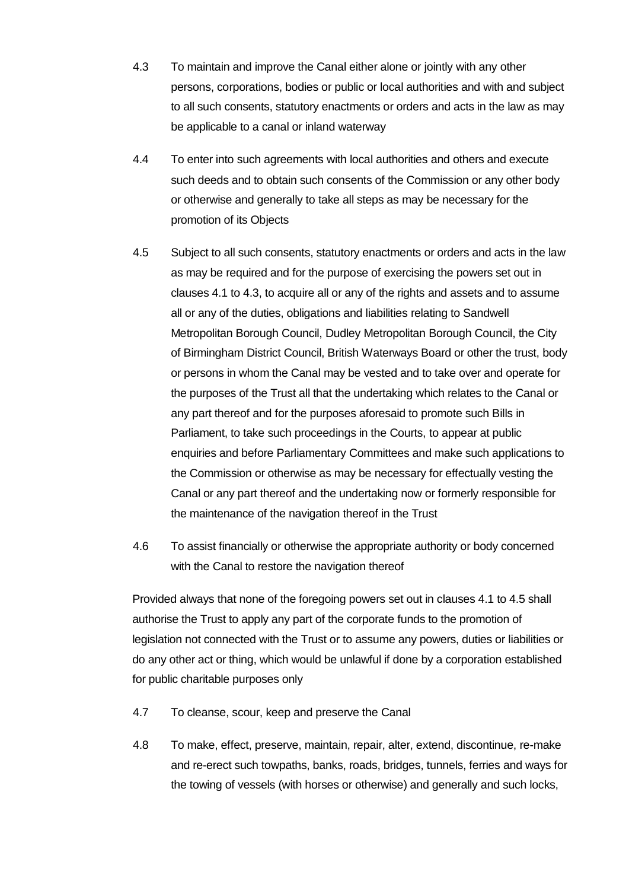4.3 To maintain and improve the Canal either alone or jointly with any other persons, corporations, bodies or public or local authorities and with and subject to all such consents, statutory enactments or orders and acts in the law as may be applicable to a canal or inland waterway

4.4 To enter into such agreements with local authorities and others and execute such deeds and to obtain such consents of the Commission or any other body or otherwise and generally to take all steps as may be necessary for the promotion of its Objects

4.5 Subject to all such consents, statutory enactments or orders and acts in the law as may be required and for the purpose of exercising the powers set out in clauses 4.1 to 4.3, to acquire all or any of the rights and assets and to assume all or any of the duties, obligations and liabilities relating to Sandwell Metropolitan Borough Council, Dudley Metropolitan Borough Council, the City of Birmingham District Council, British Waterways Board or other the trust, body or persons in whom the Canal may be vested and to take over and operate for the purposes of the Trust all that the undertaking which relates to the Canal or any part thereof and for the purposes aforesaid to promote such Bills in Parliament, to take such proceedings in the Courts, to appear at public enquiries and before Parliamentary Committees and make such applications to the Commission or otherwise as may be necessary for effectually vesting the Canal or any part thereof and the undertaking now or formerly responsible for the maintenance of the navigation thereof in the Trust

4.6 To assist financially or otherwise the appropriate authority or body concerned with the Canal to restore the navigation thereof

Provided always that none of the foregoing powers set out in clauses 4.1 to 4.5 shall authorise the Trust to apply any part of the corporate funds to the promotion of legislation not connected with the Trust or to assume any powers, duties or liabilities or do any other act or thing, which would be unlawful if done by a corporation established for public charitable purposes only

4.7 To cleanse, scour, keep and preserve the Canal

4.8 To make, effect, preserve, maintain, repair, alter, extend, discontinue, re-make and re-erect such towpaths, banks, roads, bridges, tunnels, ferries and ways for the towing of vessels (with horses or otherwise) and generally and such locks,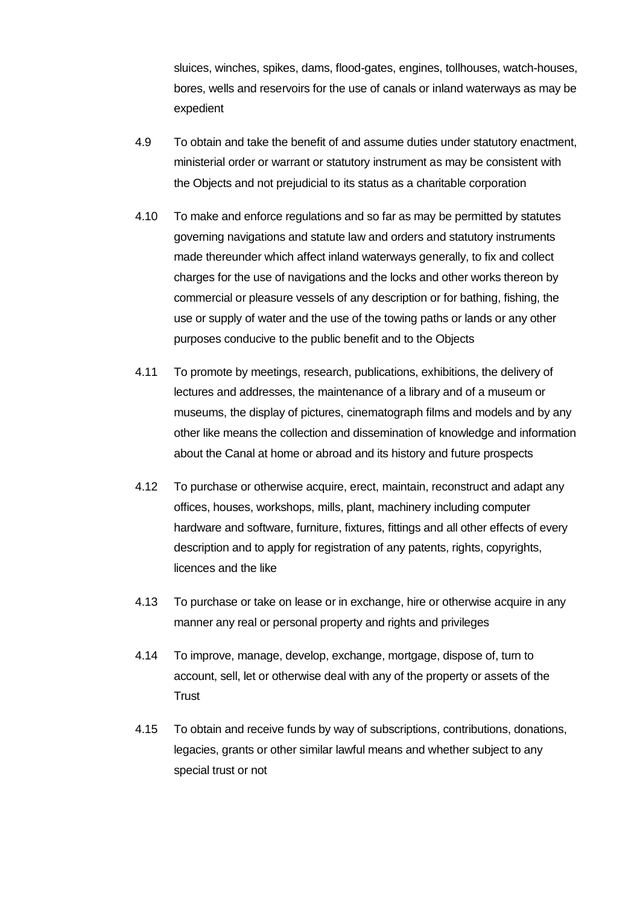sluices, winches, spikes, dams, flood-gates, engines, tollhouses, watch-houses, bores, wells and reservoirs for the use of canals or inland waterways as may be expedient

4.9 To obtain and take the benefit of and assume duties under statutory enactment, ministerial order or warrant or statutory instrument as may be consistent with the Objects and not prejudicial to its status as a charitable corporation

4.10 To make and enforce regulations and so far as may be permitted by statutes governing navigations and statute law and orders and statutory instruments made thereunder which affect inland waterways generally, to fix and collect charges for the use of navigations and the locks and other works thereon by commercial or pleasure vessels of any description or for bathing, fishing, the use or supply of water and the use of the towing paths or lands or any other purposes conducive to the public benefit and to the Objects

4.11 To promote by meetings, research, publications, exhibitions, the delivery of lectures and addresses, the maintenance of a library and of a museum or museums, the display of pictures, cinematograph films and models and by any other like means the collection and dissemination of knowledge and information about the Canal at home or abroad and its history and future prospects

4.12 To purchase or otherwise acquire, erect, maintain, reconstruct and adapt any offices, houses, workshops, mills, plant, machinery including computer hardware and software, furniture, fixtures, fittings and all other effects of every description and to apply for registration of any patents, rights, copyrights, licences and the like

4.13 To purchase or take on lease or in exchange, hire or otherwise acquire in any manner any real or personal property and rights and privileges

4.14 To improve, manage, develop, exchange, mortgage, dispose of, turn to account, sell, let or otherwise deal with any of the property or assets of the Trust

4.15 To obtain and receive funds by way of subscriptions, contributions, donations, legacies, grants or other similar lawful means and whether subject to any special trust or not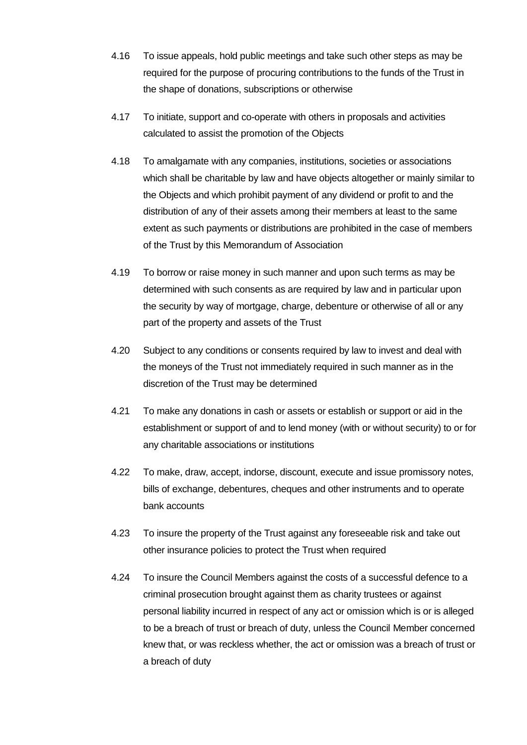4.16 To issue appeals, hold public meetings and take such other steps as may be required for the purpose of procuring contributions to the funds of the Trust in the shape of donations, subscriptions or otherwise

4.17 To initiate, support and co-operate with others in proposals and activities calculated to assist the promotion of the Objects

4.18 To amalgamate with any companies, institutions, societies or associations which shall be charitable by law and have objects altogether or mainly similar to the Objects and which prohibit payment of any dividend or profit to and the distribution of any of their assets among their members at least to the same extent as such payments or distributions are prohibited in the case of members of the Trust by this Memorandum of Association

4.19 To borrow or raise money in such manner and upon such terms as may be determined with such consents as are required by law and in particular upon the security by way of mortgage, charge, debenture or otherwise of all or any part of the property and assets of the Trust

4.20 Subject to any conditions or consents required by law to invest and deal with the moneys of the Trust not immediately required in such manner as in the discretion of the Trust may be determined

4.21 To make any donations in cash or assets or establish or support or aid in the establishment or support of and to lend money (with or without security) to or for any charitable associations or institutions

4.22 To make, draw, accept, indorse, discount, execute and issue promissory notes, bills of exchange, debentures, cheques and other instruments and to operate bank accounts

4.23 To insure the property of the Trust against any foreseeable risk and take out other insurance policies to protect the Trust when required

4.24 To insure the Council Members against the costs of a successful defence to a criminal prosecution brought against them as charity trustees or against personal liability incurred in respect of any act or omission which is or is alleged to be a breach of trust or breach of duty, unless the Council Member concerned knew that, or was reckless whether, the act or omission was a breach of trust or a breach of duty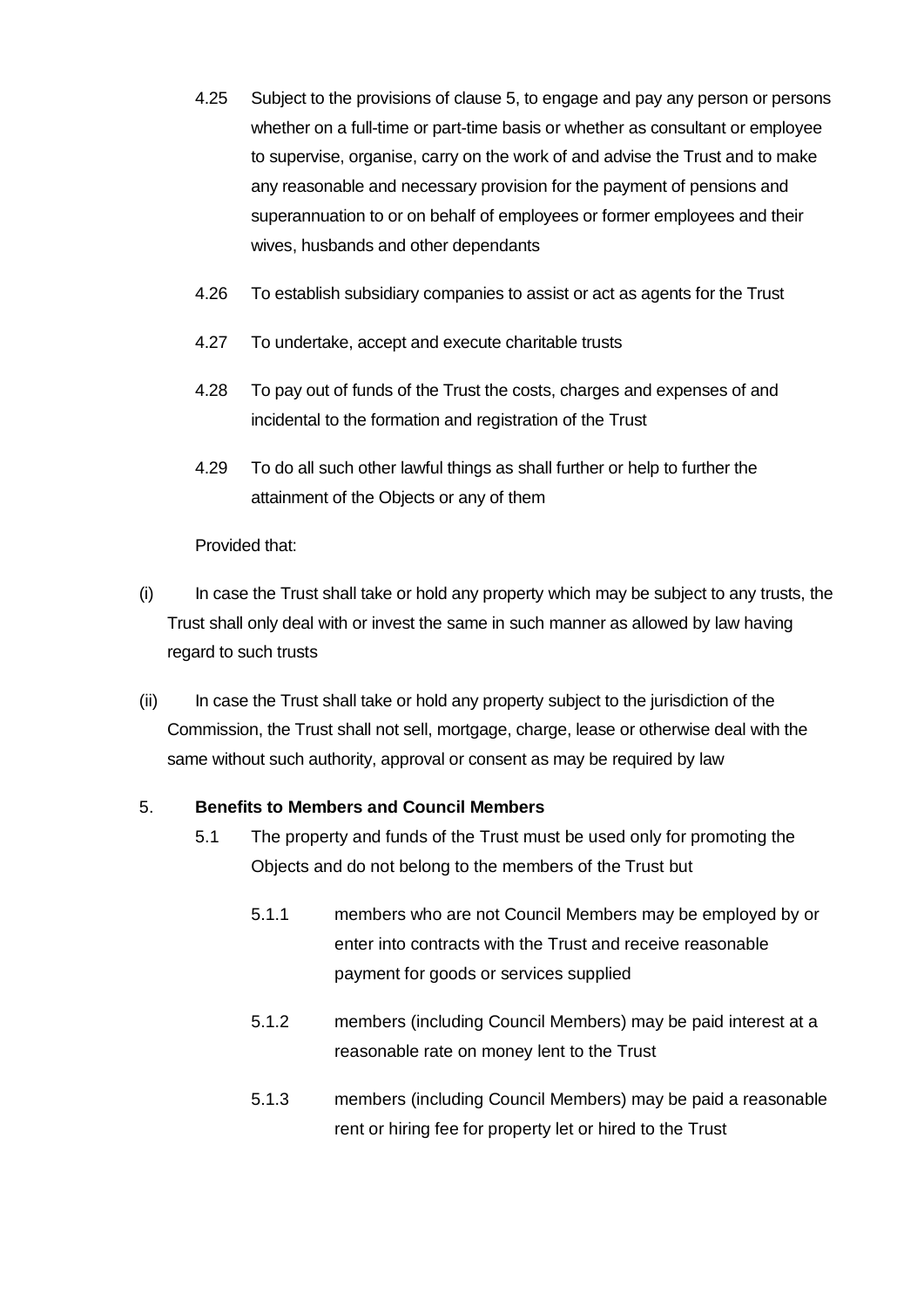4.25 Subject to the provisions of clause 5, to engage and pay any person or persons whether on a full-time or part-time basis or whether as consultant or employee to supervise, organise, carry on the work of and advise the Trust and to make any reasonable and necessary provision for the payment of pensions and superannuation to or on behalf of employees or former employees and their wives, husbands and other dependants

4.26 To establish subsidiary companies to assist or act as agents for the Trust

4.27 To undertake, accept and execute charitable trusts

4.28 To pay out of funds of the Trust the costs, charges and expenses of and incidental to the formation and registration of the Trust

4.29 To do all such other lawful things as shall further or help to further the attainment of the Objects or any of them

Provided that:

(i) In case the Trust shall take or hold any property which may be subject to any trusts, the Trust shall only deal with or invest the same in such manner as allowed by law having regard to such trusts

(ii) In case the Trust shall take or hold any property subject to the jurisdiction of the Commission, the Trust shall not sell, mortgage, charge, lease or otherwise deal with the same without such authority, approval or consent as may be required by law

5. **Benefits to Members and Council Members**

5.1 The property and funds of the Trust must be used only for promoting the Objects and do not belong to the members of the Trust but

5.1.1 members who are not Council Members may be employed by or enter into contracts with the Trust and receive reasonable payment for goods or services supplied

5.1.2 members (including Council Members) may be paid interest at a reasonable rate on money lent to the Trust

5.1.3 members (including Council Members) may be paid a reasonable rent or hiring fee for property let or hired to the Trust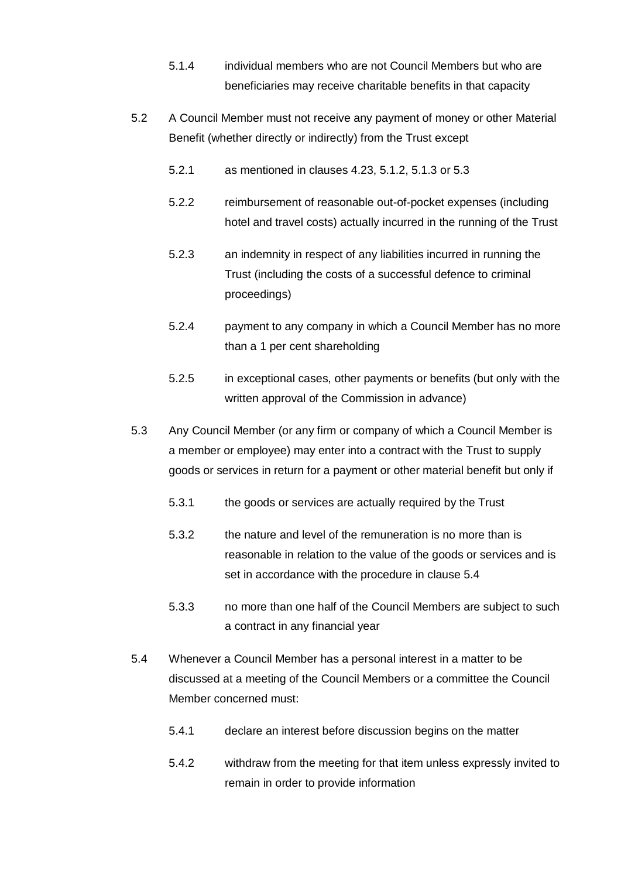5.1.4 individual members who are not Council Members but who are beneficiaries may receive charitable benefits in that capacity

5.2 A Council Member must not receive any payment of money or other Material Benefit (whether directly or indirectly) from the Trust except

5.2.1 as mentioned in clauses 4.23, 5.1.2, 5.1.3 or 5.3

5.2.2 reimbursement of reasonable out-of-pocket expenses (including hotel and travel costs) actually incurred in the running of the Trust

5.2.3 an indemnity in respect of any liabilities incurred in running the Trust (including the costs of a successful defence to criminal proceedings)

5.2.4 payment to any company in which a Council Member has no more than a 1 per cent shareholding

5.2.5 in exceptional cases, other payments or benefits (but only with the written approval of the Commission in advance)

5.3 Any Council Member (or any firm or company of which a Council Member is a member or employee) may enter into a contract with the Trust to supply goods or services in return for a payment or other material benefit but only if

5.3.1 the goods or services are actually required by the Trust

5.3.2 the nature and level of the remuneration is no more than is reasonable in relation to the value of the goods or services and is set in accordance with the procedure in clause 5.4

5.3.3 no more than one half of the Council Members are subject to such a contract in any financial year

5.4 Whenever a Council Member has a personal interest in a matter to be discussed at a meeting of the Council Members or a committee the Council Member concerned must:

5.4.1 declare an interest before discussion begins on the matter

5.4.2 withdraw from the meeting for that item unless expressly invited to remain in order to provide information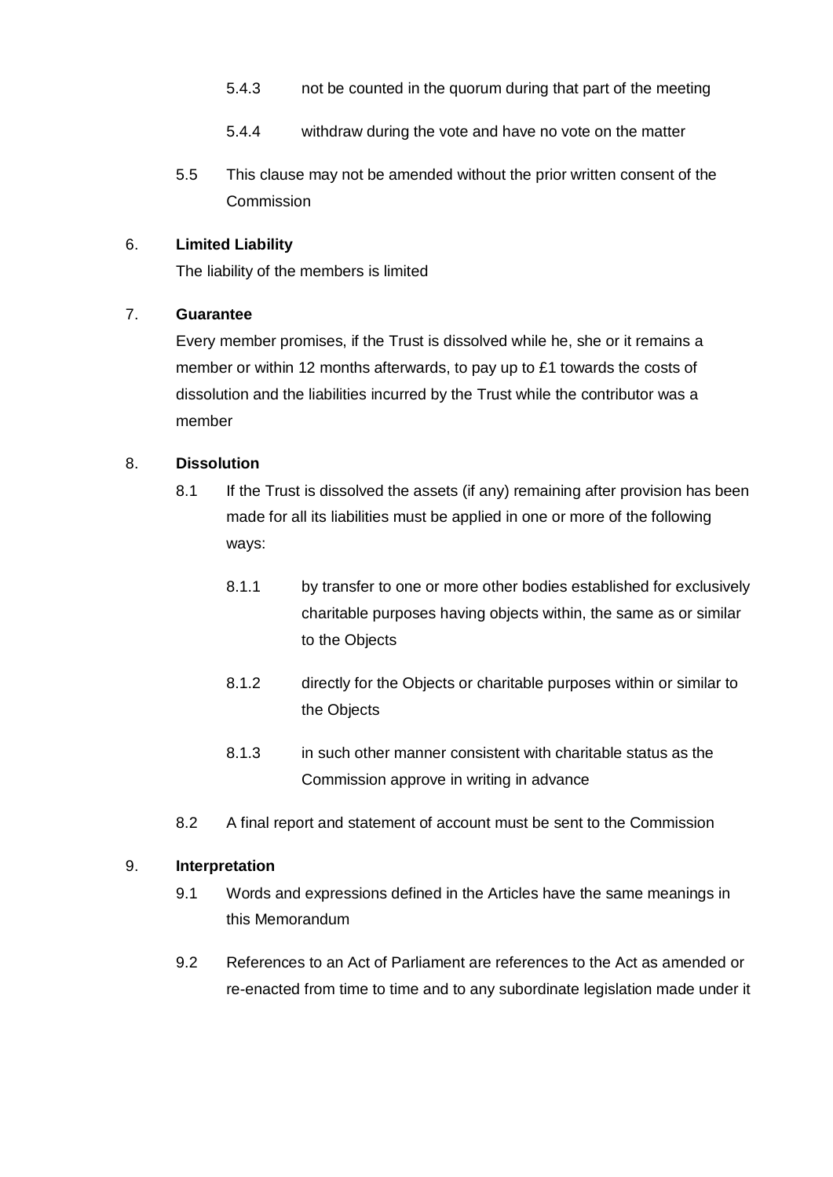5.4.3 not be counted in the quorum during that part of the meeting

5.4.4 withdraw during the vote and have no vote on the matter

5.5 This clause may not be amended without the prior written consent of the Commission

6. **Limited Liability**

The liability of the members is limited

7. **Guarantee**

Every member promises, if the Trust is dissolved while he, she or it remains a member or within 12 months afterwards, to pay up to £1 towards the costs of dissolution and the liabilities incurred by the Trust while the contributor was a member

8. **Dissolution**

8.1 If the Trust is dissolved the assets (if any) remaining after provision has been made for all its liabilities must be applied in one or more of the following ways:

8.1.1 by transfer to one or more other bodies established for exclusively charitable purposes having objects within, the same as or similar to the Objects

8.1.2 directly for the Objects or charitable purposes within or similar to the Objects

8.1.3 in such other manner consistent with charitable status as the Commission approve in writing in advance

8.2 A final report and statement of account must be sent to the Commission

9. **Interpretation**

9.1 Words and expressions defined in the Articles have the same meanings in this Memorandum

9.2 References to an Act of Parliament are references to the Act as amended or re-enacted from time to time and to any subordinate legislation made under it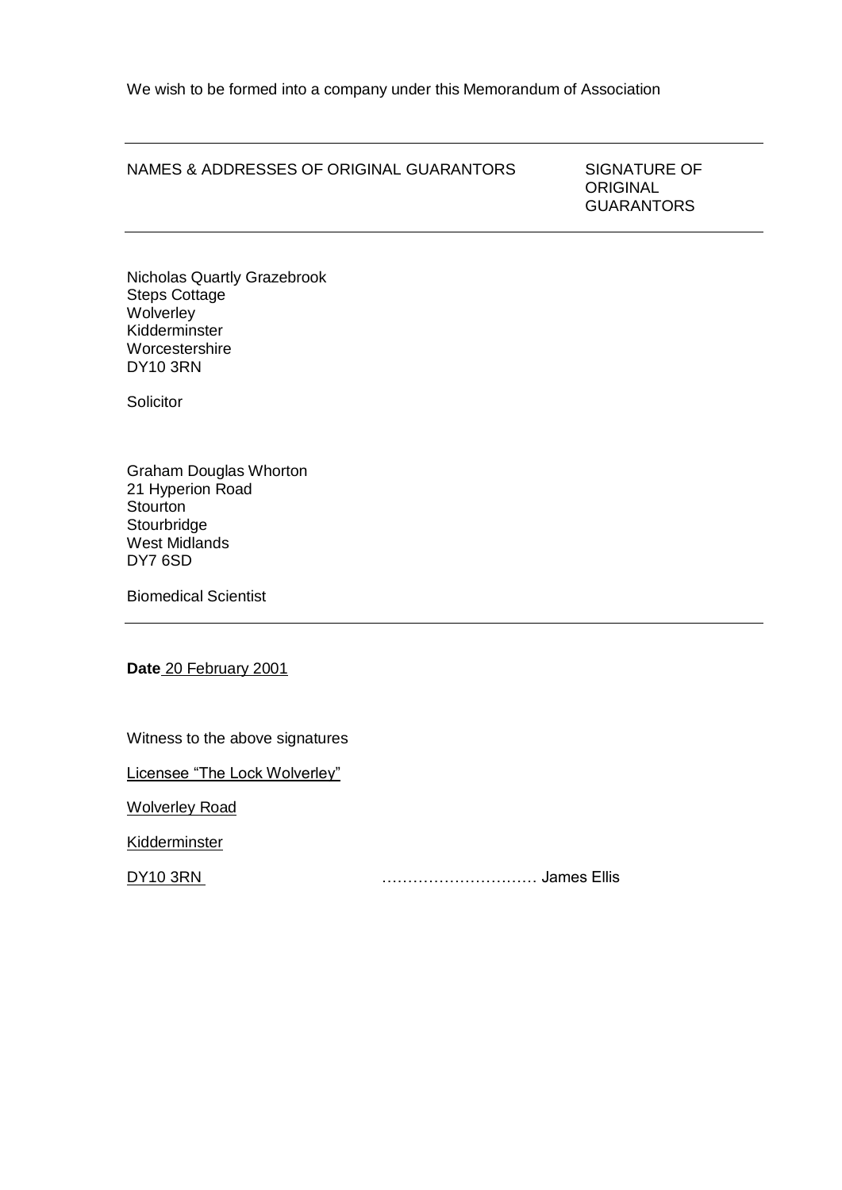We wish to be formed into a company under this Memorandum of Association

| NAMES & ADDRESSES OF ORIGINAL GUARANTORS | SIGNATURE OF ORIGINAL GUARANTORS |
| --- | --- |
| Nicholas Quartly Grazebrook<br>Steps Cottage<br>Wolverley<br>Kidderminster<br>Worcestershire<br>DY10 3RN<br><br>Solicitor | |
| Graham Douglas Whorton<br>21 Hyperion Road<br>Stourton<br>Stourbridge<br>West Midlands<br>DY7 6SD<br><br>Biomedical Scientist | |

**Date** 20 February 2001

Witness to the above signatures

Licensee "The Lock Wolverley"

Wolverley Road

Kidderminster

DY10 3RN …………………………… James Ellis